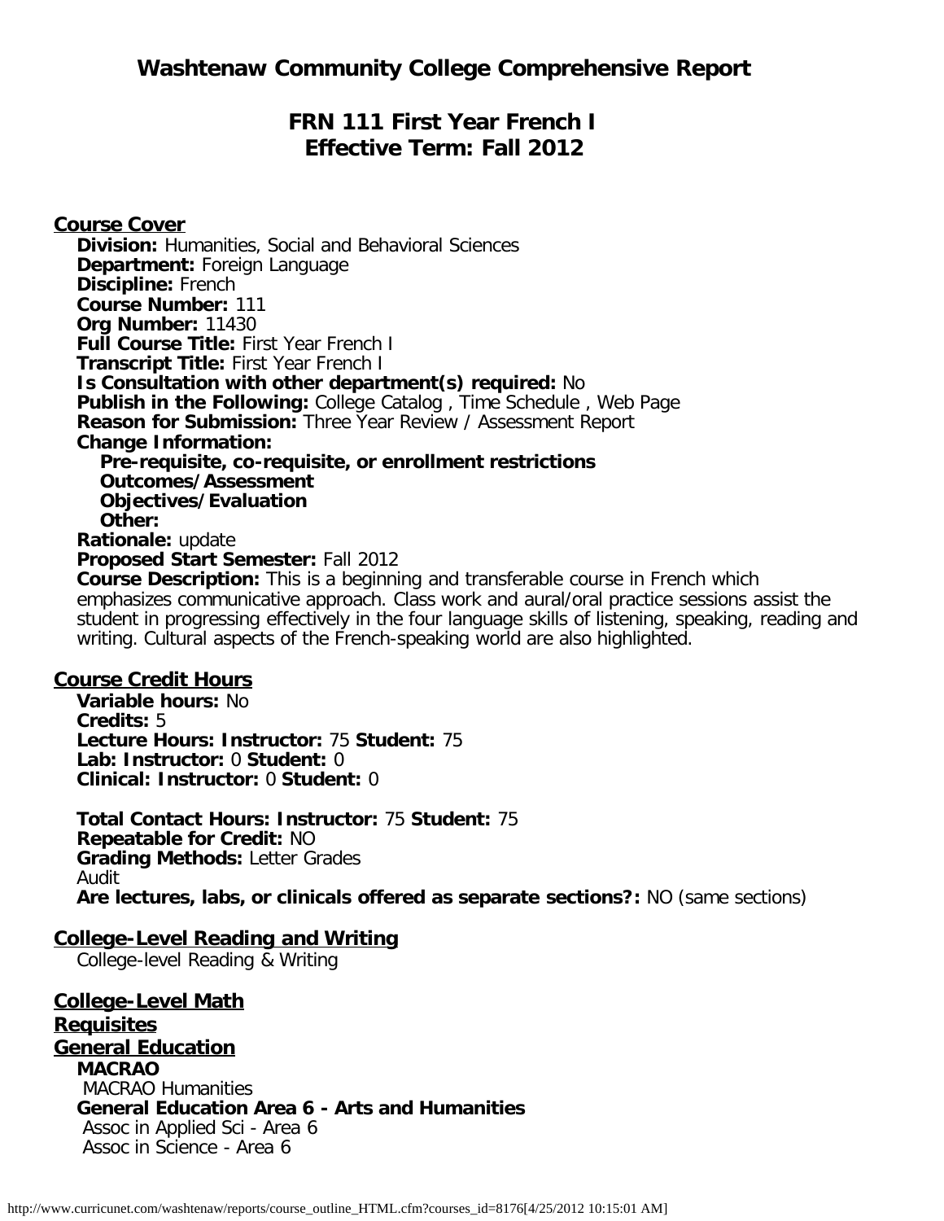# Washtenaw Community College Comprehensive Report

## FRN 111 First Year French I
## Effective Term: Fall 2012

### Course Cover

**Division:** Humanities, Social and Behavioral Sciences
**Department:** Foreign Language
**Discipline:** French
**Course Number:** 111
**Org Number:** 11430
**Full Course Title:** First Year French I
**Transcript Title:** First Year French I
**Is Consultation with other department(s) required:** No
**Publish in the Following:** College Catalog , Time Schedule , Web Page
**Reason for Submission:** Three Year Review / Assessment Report
**Change Information:**

- **Pre-requisite, co-requisite, or enrollment restrictions**
- **Outcomes/Assessment**
- **Objectives/Evaluation**
- **Other:**

**Rationale:** update
**Proposed Start Semester:** Fall 2012
**Course Description:** This is a beginning and transferable course in French which emphasizes communicative approach. Class work and aural/oral practice sessions assist the student in progressing effectively in the four language skills of listening, speaking, reading and writing. Cultural aspects of the French-speaking world are also highlighted.

### Course Credit Hours

**Variable hours:** No
**Credits:** 5
**Lecture Hours: Instructor:** 75 **Student:** 75
**Lab: Instructor:** 0 **Student:** 0
**Clinical: Instructor:** 0 **Student:** 0

**Total Contact Hours: Instructor:** 75 **Student:** 75
**Repeatable for Credit:** NO
**Grading Methods:** Letter Grades
Audit
**Are lectures, labs, or clinicals offered as separate sections?:** NO (same sections)

### College-Level Reading and Writing

College-level Reading & Writing

### College-Level Math

### Requisites

### General Education

**MACRAO**
MACRAO Humanities
**General Education Area 6 - Arts and Humanities**
Assoc in Applied Sci - Area 6
Assoc in Science - Area 6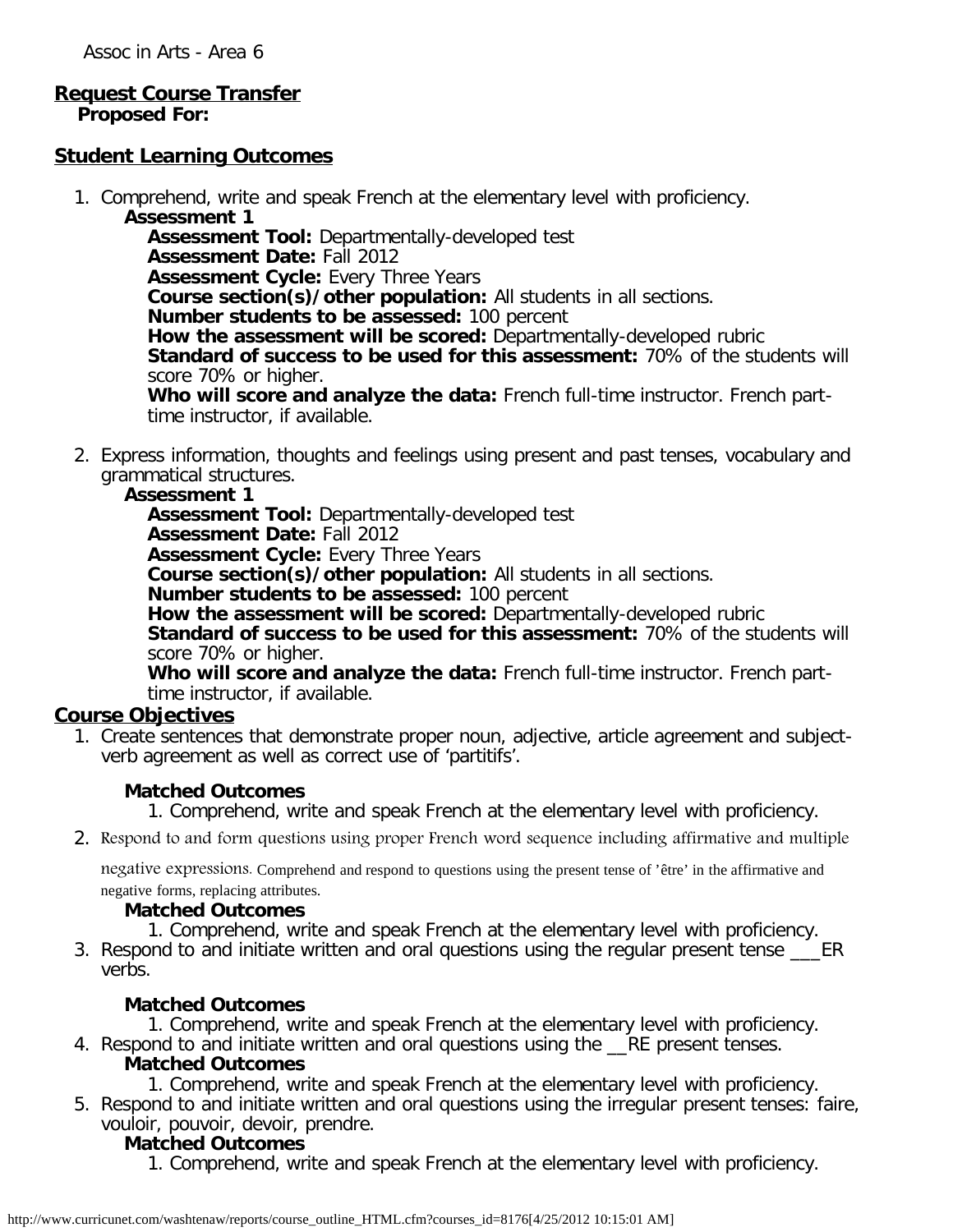Assoc in Arts - Area 6

## Request Course Transfer

**Proposed For:**

## Student Learning Outcomes

1. Comprehend, write and speak French at the elementary level with proficiency.
   **Assessment 1**
   **Assessment Tool:** Departmentally-developed test
   **Assessment Date:** Fall 2012
   **Assessment Cycle:** Every Three Years
   **Course section(s)/other population:** All students in all sections.
   **Number students to be assessed:** 100 percent
   **How the assessment will be scored:** Departmentally-developed rubric
   **Standard of success to be used for this assessment:** 70% of the students will score 70% or higher.
   **Who will score and analyze the data:** French full-time instructor. French part-time instructor, if available.

2. Express information, thoughts and feelings using present and past tenses, vocabulary and grammatical structures.
   **Assessment 1**
   **Assessment Tool:** Departmentally-developed test
   **Assessment Date:** Fall 2012
   **Assessment Cycle:** Every Three Years
   **Course section(s)/other population:** All students in all sections.
   **Number students to be assessed:** 100 percent
   **How the assessment will be scored:** Departmentally-developed rubric
   **Standard of success to be used for this assessment:** 70% of the students will score 70% or higher.
   **Who will score and analyze the data:** French full-time instructor. French part-time instructor, if available.

## Course Objectives

1. Create sentences that demonstrate proper noun, adjective, article agreement and subject-verb agreement as well as correct use of 'partitifs'.

   **Matched Outcomes**
   1. Comprehend, write and speak French at the elementary level with proficiency.

2. Respond to and form questions using proper French word sequence including affirmative and multiple negative expressions. Comprehend and respond to questions using the present tense of 'être' in the affirmative and negative forms, replacing attributes.

   **Matched Outcomes**
   1. Comprehend, write and speak French at the elementary level with proficiency.

3. Respond to and initiate written and oral questions using the regular present tense ___ER verbs.

   **Matched Outcomes**
   1. Comprehend, write and speak French at the elementary level with proficiency.

4. Respond to and initiate written and oral questions using the __RE present tenses.

   **Matched Outcomes**
   1. Comprehend, write and speak French at the elementary level with proficiency.

5. Respond to and initiate written and oral questions using the irregular present tenses: faire, vouloir, pouvoir, devoir, prendre.

   **Matched Outcomes**
   1. Comprehend, write and speak French at the elementary level with proficiency.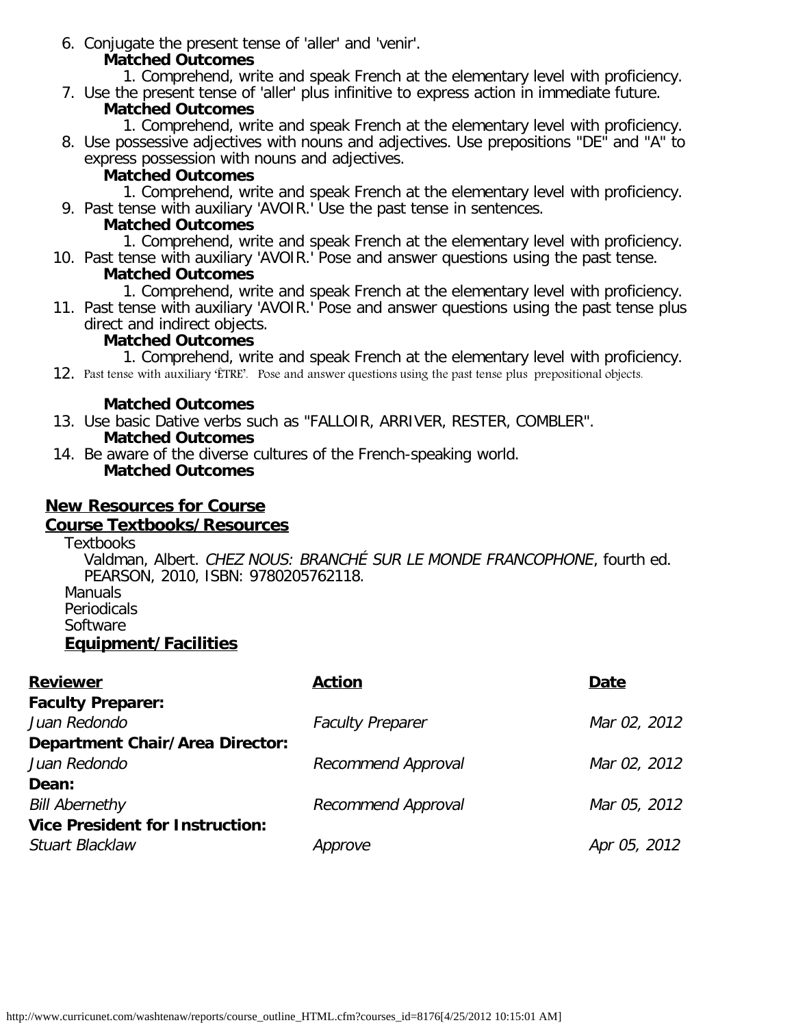6. Conjugate the present tense of 'aller' and 'venir'.
   **Matched Outcomes**
   1. Comprehend, write and speak French at the elementary level with proficiency.
7. Use the present tense of 'aller' plus infinitive to express action in immediate future.
   **Matched Outcomes**
   1. Comprehend, write and speak French at the elementary level with proficiency.
8. Use possessive adjectives with nouns and adjectives. Use prepositions "DE" and "A" to express possession with nouns and adjectives.
   **Matched Outcomes**
   1. Comprehend, write and speak French at the elementary level with proficiency.
9. Past tense with auxiliary 'AVOIR.' Use the past tense in sentences.
   **Matched Outcomes**
   1. Comprehend, write and speak French at the elementary level with proficiency.
10. Past tense with auxiliary 'AVOIR.' Pose and answer questions using the past tense.
    **Matched Outcomes**
    1. Comprehend, write and speak French at the elementary level with proficiency.
11. Past tense with auxiliary 'AVOIR.' Pose and answer questions using the past tense plus direct and indirect objects.
    **Matched Outcomes**
    1. Comprehend, write and speak French at the elementary level with proficiency.
12. Past tense with auxiliary 'ÊTRE'. Pose and answer questions using the past tense plus prepositional objects.
    **Matched Outcomes**
13. Use basic Dative verbs such as "FALLOIR, ARRIVER, RESTER, COMBLER".
    **Matched Outcomes**
14. Be aware of the diverse cultures of the French-speaking world.
    **Matched Outcomes**

## New Resources for Course

## Course Textbooks/Resources

Textbooks

Valdman, Albert. *CHEZ NOUS: BRANCHÉ SUR LE MONDE FRANCOPHONE*, fourth ed. PEARSON, 2010, ISBN: 9780205762118.

Manuals

Periodicals

Software

## Equipment/Facilities

| Reviewer | Action | Date |
|---|---|---|
| **Faculty Preparer:** | | |
| *Juan Redondo* | *Faculty Preparer* | *Mar 02, 2012* |
| **Department Chair/Area Director:** | | |
| *Juan Redondo* | *Recommend Approval* | *Mar 02, 2012* |
| **Dean:** | | |
| *Bill Abernethy* | *Recommend Approval* | *Mar 05, 2012* |
| **Vice President for Instruction:** | | |
| *Stuart Blacklaw* | *Approve* | *Apr 05, 2012* |